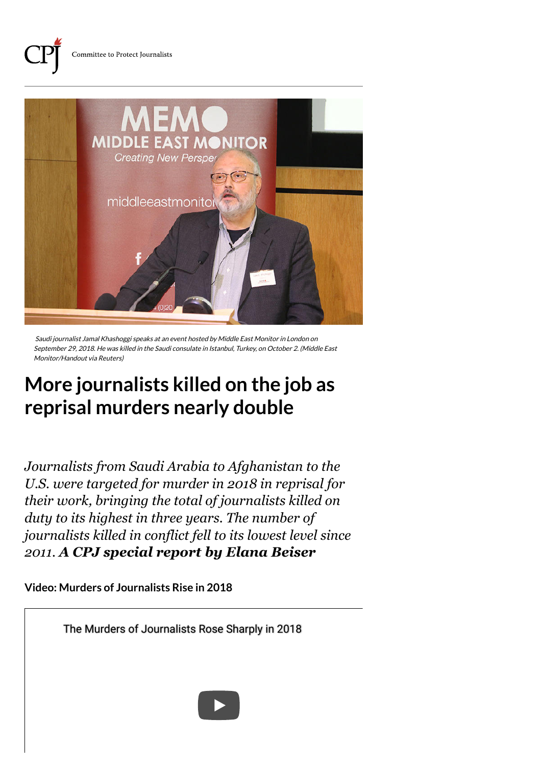Committee to Protect Journalists

Saudi journalist Jamal Khashoggi speaks at an event hosted by Middle East Monitor in London on September 29, 2018. He was killed in the Saudi consulate in Istanbul, Turkey, on October 2. (Middle East Monitor/Handout via Reuters)

# More journalists killed on the job as reprisal murders nearly double

*Journalists from Saudi Arabia to Afghanistan to the U.S. were targeted for murder in 2018 in reprisal for their work, bringing the total of journalists killed on duty to its highest in three years. The number of journalists killed in conflict fell to its lowest level since 2011.* ***A CPJ special report by Elana Beiser***

**Video: Murders of Journalists Rise in 2018**

The Murders of Journalists Rose Sharply in 2018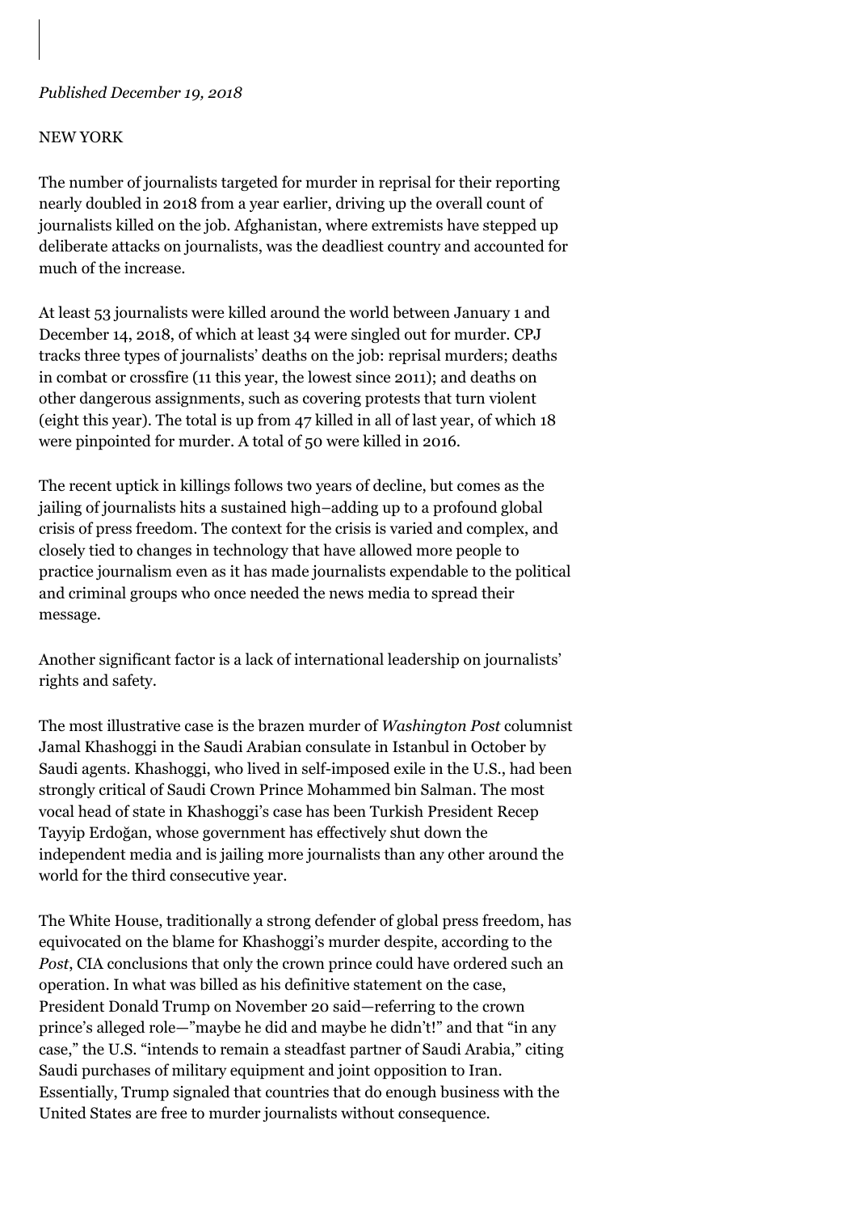*Published December 19, 2018*

NEW YORK

The number of journalists targeted for murder in reprisal for their reporting nearly doubled in 2018 from a year earlier, driving up the overall count of journalists killed on the job. Afghanistan, where extremists have stepped up deliberate attacks on journalists, was the deadliest country and accounted for much of the increase.

At least 53 journalists were killed around the world between January 1 and December 14, 2018, of which at least 34 were singled out for murder. CPJ tracks three types of journalists' deaths on the job: reprisal murders; deaths in combat or crossfire (11 this year, the lowest since 2011); and deaths on other dangerous assignments, such as covering protests that turn violent (eight this year). The total is up from 47 killed in all of last year, of which 18 were pinpointed for murder. A total of 50 were killed in 2016.

The recent uptick in killings follows two years of decline, but comes as the jailing of journalists hits a sustained high–adding up to a profound global crisis of press freedom. The context for the crisis is varied and complex, and closely tied to changes in technology that have allowed more people to practice journalism even as it has made journalists expendable to the political and criminal groups who once needed the news media to spread their message.

Another significant factor is a lack of international leadership on journalists' rights and safety.

The most illustrative case is the brazen murder of *Washington Post* columnist Jamal Khashoggi in the Saudi Arabian consulate in Istanbul in October by Saudi agents. Khashoggi, who lived in self-imposed exile in the U.S., had been strongly critical of Saudi Crown Prince Mohammed bin Salman. The most vocal head of state in Khashoggi's case has been Turkish President Recep Tayyip Erdoğan, whose government has effectively shut down the independent media and is jailing more journalists than any other around the world for the third consecutive year.

The White House, traditionally a strong defender of global press freedom, has equivocated on the blame for Khashoggi's murder despite, according to the *Post*, CIA conclusions that only the crown prince could have ordered such an operation. In what was billed as his definitive statement on the case, President Donald Trump on November 20 said—referring to the crown prince's alleged role—"maybe he did and maybe he didn't!" and that "in any case," the U.S. "intends to remain a steadfast partner of Saudi Arabia," citing Saudi purchases of military equipment and joint opposition to Iran. Essentially, Trump signaled that countries that do enough business with the United States are free to murder journalists without consequence.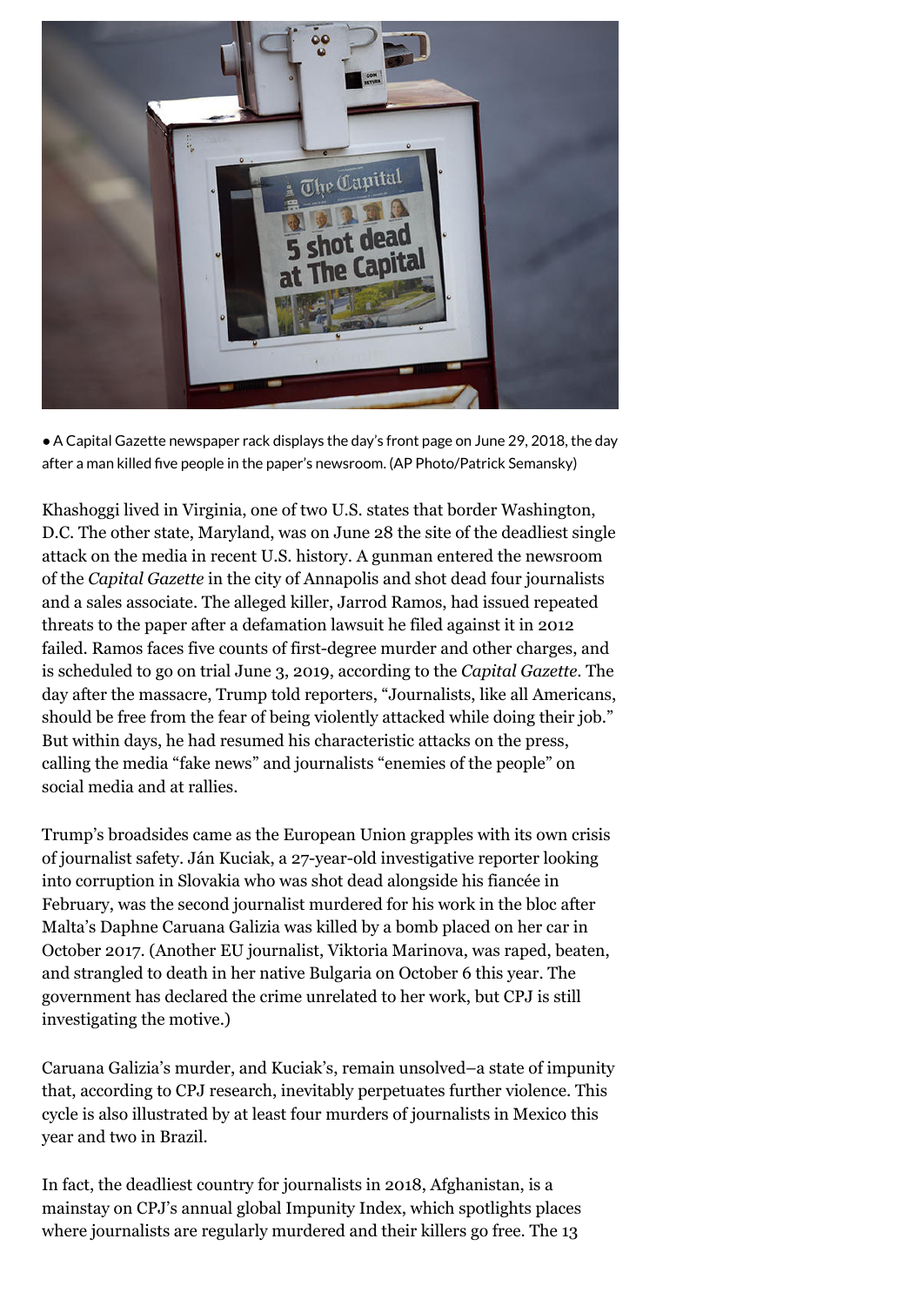• A Capital Gazette newspaper rack displays the day's front page on June 29, 2018, the day after a man killed five people in the paper's newsroom. (AP Photo/Patrick Semansky)

Khashoggi lived in Virginia, one of two U.S. states that border Washington, D.C. The other state, Maryland, was on June 28 the site of the deadliest single attack on the media in recent U.S. history. A gunman entered the newsroom of the *Capital Gazette* in the city of Annapolis and shot dead four journalists and a sales associate. The alleged killer, Jarrod Ramos, had issued repeated threats to the paper after a defamation lawsuit he filed against it in 2012 failed. Ramos faces five counts of first-degree murder and other charges, and is scheduled to go on trial June 3, 2019, according to the *Capital Gazette*. The day after the massacre, Trump told reporters, "Journalists, like all Americans, should be free from the fear of being violently attacked while doing their job." But within days, he had resumed his characteristic attacks on the press, calling the media "fake news" and journalists "enemies of the people" on social media and at rallies.

Trump's broadsides came as the European Union grapples with its own crisis of journalist safety. Ján Kuciak, a 27-year-old investigative reporter looking into corruption in Slovakia who was shot dead alongside his fiancée in February, was the second journalist murdered for his work in the bloc after Malta's Daphne Caruana Galizia was killed by a bomb placed on her car in October 2017. (Another EU journalist, Viktoria Marinova, was raped, beaten, and strangled to death in her native Bulgaria on October 6 this year. The government has declared the crime unrelated to her work, but CPJ is still investigating the motive.)

Caruana Galizia's murder, and Kuciak's, remain unsolved–a state of impunity that, according to CPJ research, inevitably perpetuates further violence. This cycle is also illustrated by at least four murders of journalists in Mexico this year and two in Brazil.

In fact, the deadliest country for journalists in 2018, Afghanistan, is a mainstay on CPJ's annual global Impunity Index, which spotlights places where journalists are regularly murdered and their killers go free. The 13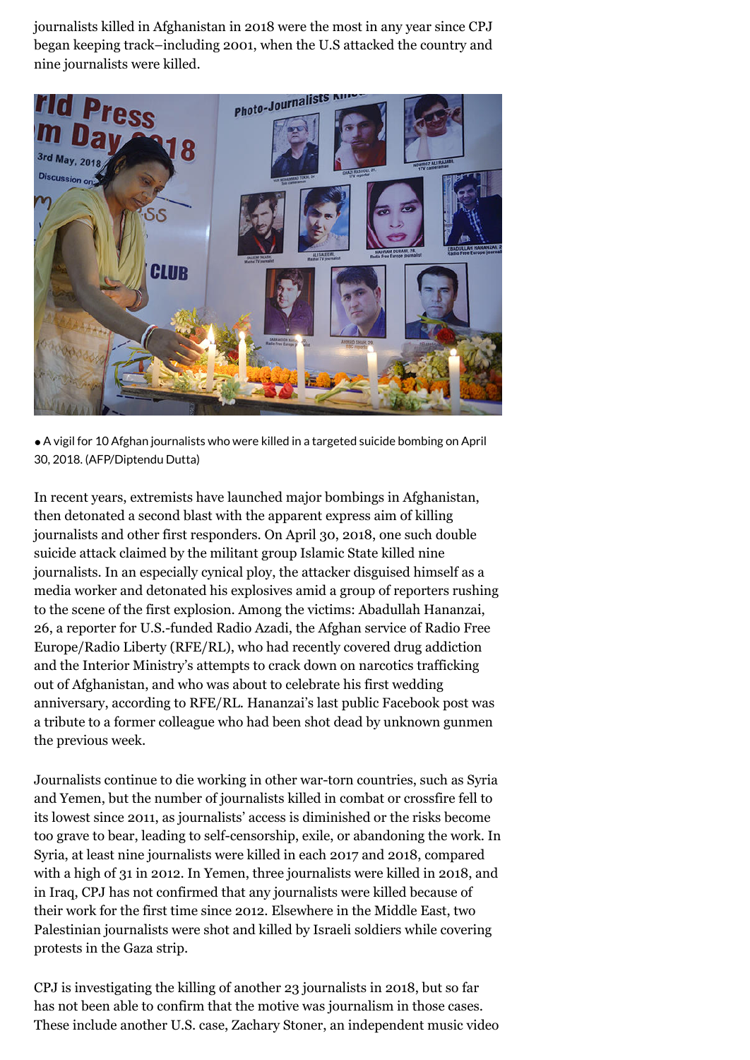journalists killed in Afghanistan in 2018 were the most in any year since CPJ began keeping track–including 2001, when the U.S attacked the country and nine journalists were killed.

• A vigil for 10 Afghan journalists who were killed in a targeted suicide bombing on April 30, 2018. (AFP/Diptendu Dutta)

In recent years, extremists have launched major bombings in Afghanistan, then detonated a second blast with the apparent express aim of killing journalists and other first responders. On April 30, 2018, one such double suicide attack claimed by the militant group Islamic State killed nine journalists. In an especially cynical ploy, the attacker disguised himself as a media worker and detonated his explosives amid a group of reporters rushing to the scene of the first explosion. Among the victims: Abadullah Hananzai, 26, a reporter for U.S.-funded Radio Azadi, the Afghan service of Radio Free Europe/Radio Liberty (RFE/RL), who had recently covered drug addiction and the Interior Ministry's attempts to crack down on narcotics trafficking out of Afghanistan, and who was about to celebrate his first wedding anniversary, according to RFE/RL. Hananzai's last public Facebook post was a tribute to a former colleague who had been shot dead by unknown gunmen the previous week.

Journalists continue to die working in other war-torn countries, such as Syria and Yemen, but the number of journalists killed in combat or crossfire fell to its lowest since 2011, as journalists' access is diminished or the risks become too grave to bear, leading to self-censorship, exile, or abandoning the work. In Syria, at least nine journalists were killed in each 2017 and 2018, compared with a high of 31 in 2012. In Yemen, three journalists were killed in 2018, and in Iraq, CPJ has not confirmed that any journalists were killed because of their work for the first time since 2012. Elsewhere in the Middle East, two Palestinian journalists were shot and killed by Israeli soldiers while covering protests in the Gaza strip.

CPJ is investigating the killing of another 23 journalists in 2018, but so far has not been able to confirm that the motive was journalism in those cases. These include another U.S. case, Zachary Stoner, an independent music video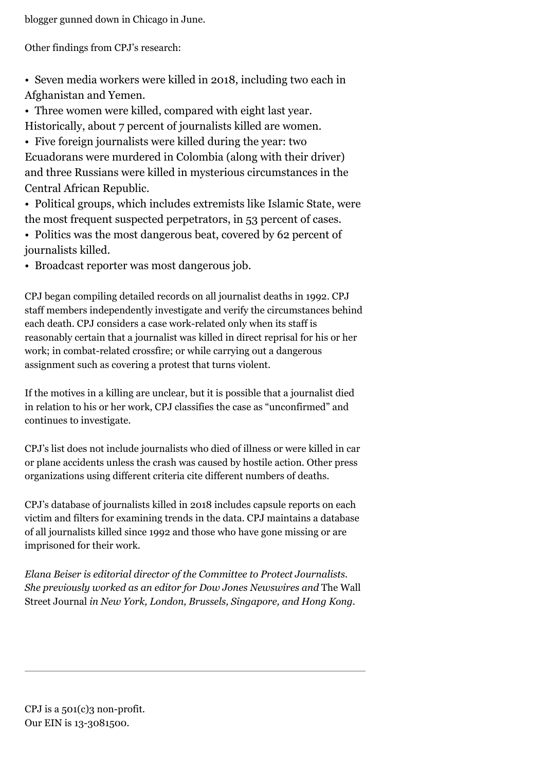blogger gunned down in Chicago in June.

Other findings from CPJ's research:

- Seven media workers were killed in 2018, including two each in Afghanistan and Yemen.
- Three women were killed, compared with eight last year. Historically, about 7 percent of journalists killed are women.
- Five foreign journalists were killed during the year: two Ecuadorans were murdered in Colombia (along with their driver) and three Russians were killed in mysterious circumstances in the Central African Republic.
- Political groups, which includes extremists like Islamic State, were the most frequent suspected perpetrators, in 53 percent of cases.
- Politics was the most dangerous beat, covered by 62 percent of journalists killed.
- Broadcast reporter was most dangerous job.

CPJ began compiling detailed records on all journalist deaths in 1992. CPJ staff members independently investigate and verify the circumstances behind each death. CPJ considers a case work-related only when its staff is reasonably certain that a journalist was killed in direct reprisal for his or her work; in combat-related crossfire; or while carrying out a dangerous assignment such as covering a protest that turns violent.

If the motives in a killing are unclear, but it is possible that a journalist died in relation to his or her work, CPJ classifies the case as "unconfirmed" and continues to investigate.

CPJ's list does not include journalists who died of illness or were killed in car or plane accidents unless the crash was caused by hostile action. Other press organizations using different criteria cite different numbers of deaths.

CPJ's database of journalists killed in 2018 includes capsule reports on each victim and filters for examining trends in the data. CPJ maintains a database of all journalists killed since 1992 and those who have gone missing or are imprisoned for their work.

*Elana Beiser is editorial director of the Committee to Protect Journalists. She previously worked as an editor for Dow Jones Newswires and* The Wall Street Journal *in New York, London, Brussels, Singapore, and Hong Kong.*

---

CPJ is a 501(c)3 non-profit.
Our EIN is 13-3081500.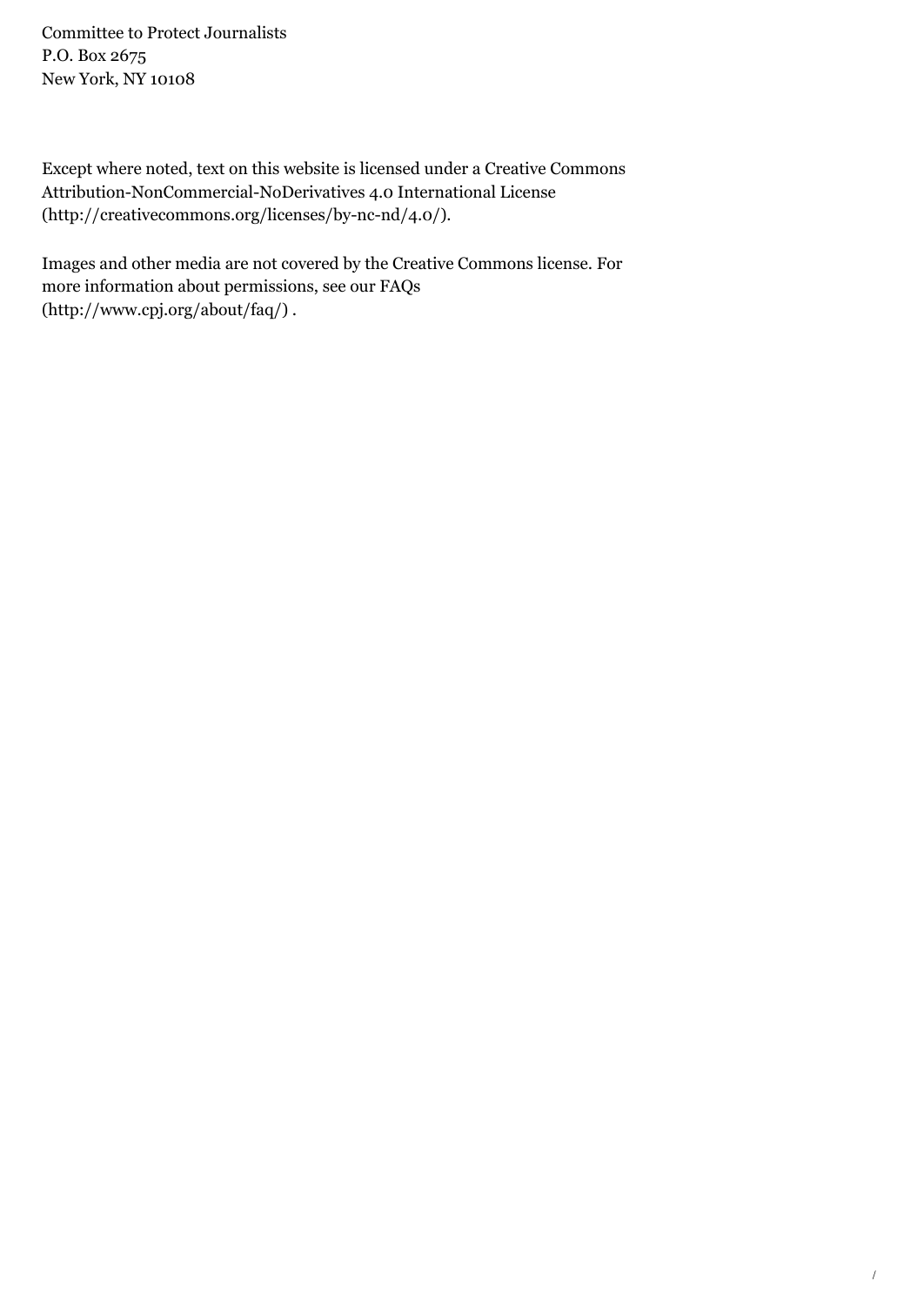Committee to Protect Journalists
P.O. Box 2675
New York, NY 10108

Except where noted, text on this website is licensed under a Creative Commons Attribution-NonCommercial-NoDerivatives 4.0 International License (http://creativecommons.org/licenses/by-nc-nd/4.0/).

Images and other media are not covered by the Creative Commons license. For more information about permissions, see our FAQs (http://www.cpj.org/about/faq/) .